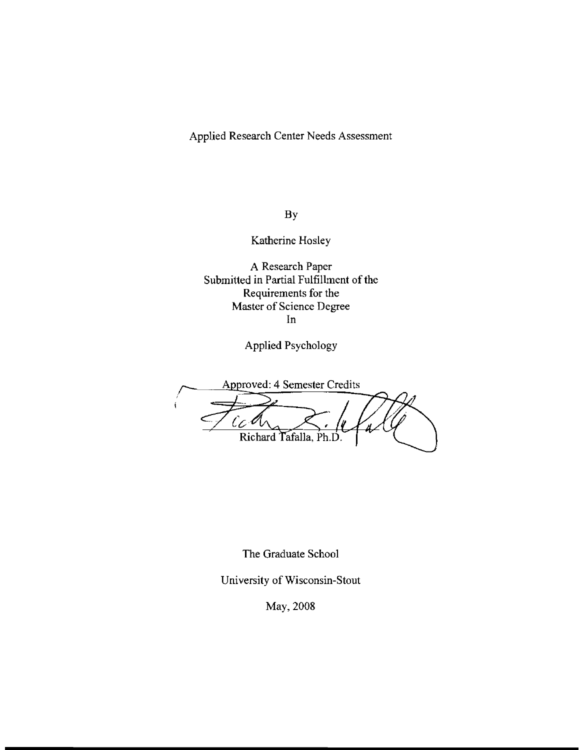# Applied Research Center Needs Assessment

By

Katherine Hosley

A Research Paper
Submitted in Partial Fulfillment of the
Requirements for the
Master of Science Degree
In

Applied Psychology

Approved: 4 Semester Credits

Richard Tafalla, Ph.D.

The Graduate School

University of Wisconsin-Stout

May, 2008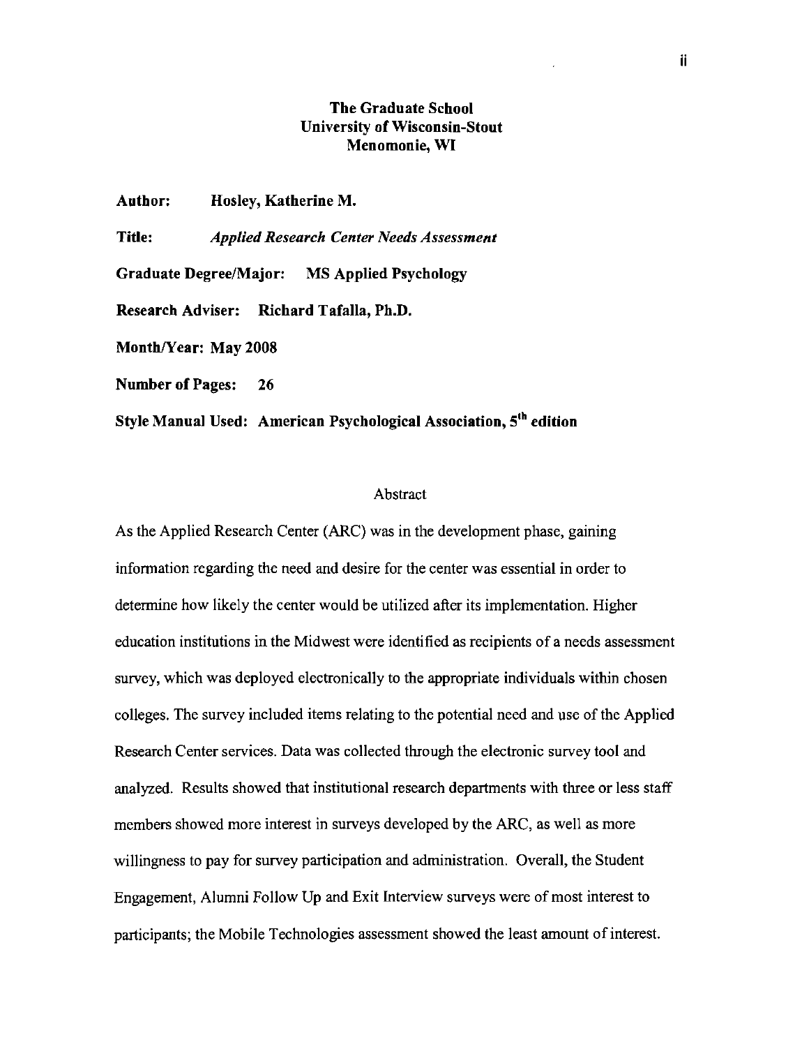**The Graduate School**
**University of Wisconsin-Stout**
**Menomonie, WI**

**Author:** **Hosley, Katherine M.**

**Title:** ***Applied Research Center Needs Assessment***

**Graduate Degree/Major:** **MS Applied Psychology**

**Research Adviser:** **Richard Tafalla, Ph.D.**

**Month/Year: May 2008**

**Number of Pages:** **26**

**Style Manual Used: American Psychological Association, 5th edition**

## Abstract

As the Applied Research Center (ARC) was in the development phase, gaining information regarding the need and desire for the center was essential in order to determine how likely the center would be utilized after its implementation. Higher education institutions in the Midwest were identified as recipients of a needs assessment survey, which was deployed electronically to the appropriate individuals within chosen colleges. The survey included items relating to the potential need and use of the Applied Research Center services. Data was collected through the electronic survey tool and analyzed. Results showed that institutional research departments with three or less staff members showed more interest in surveys developed by the ARC, as well as more willingness to pay for survey participation and administration. Overall, the Student Engagement, Alumni Follow Up and Exit Interview surveys were of most interest to participants; the Mobile Technologies assessment showed the least amount of interest.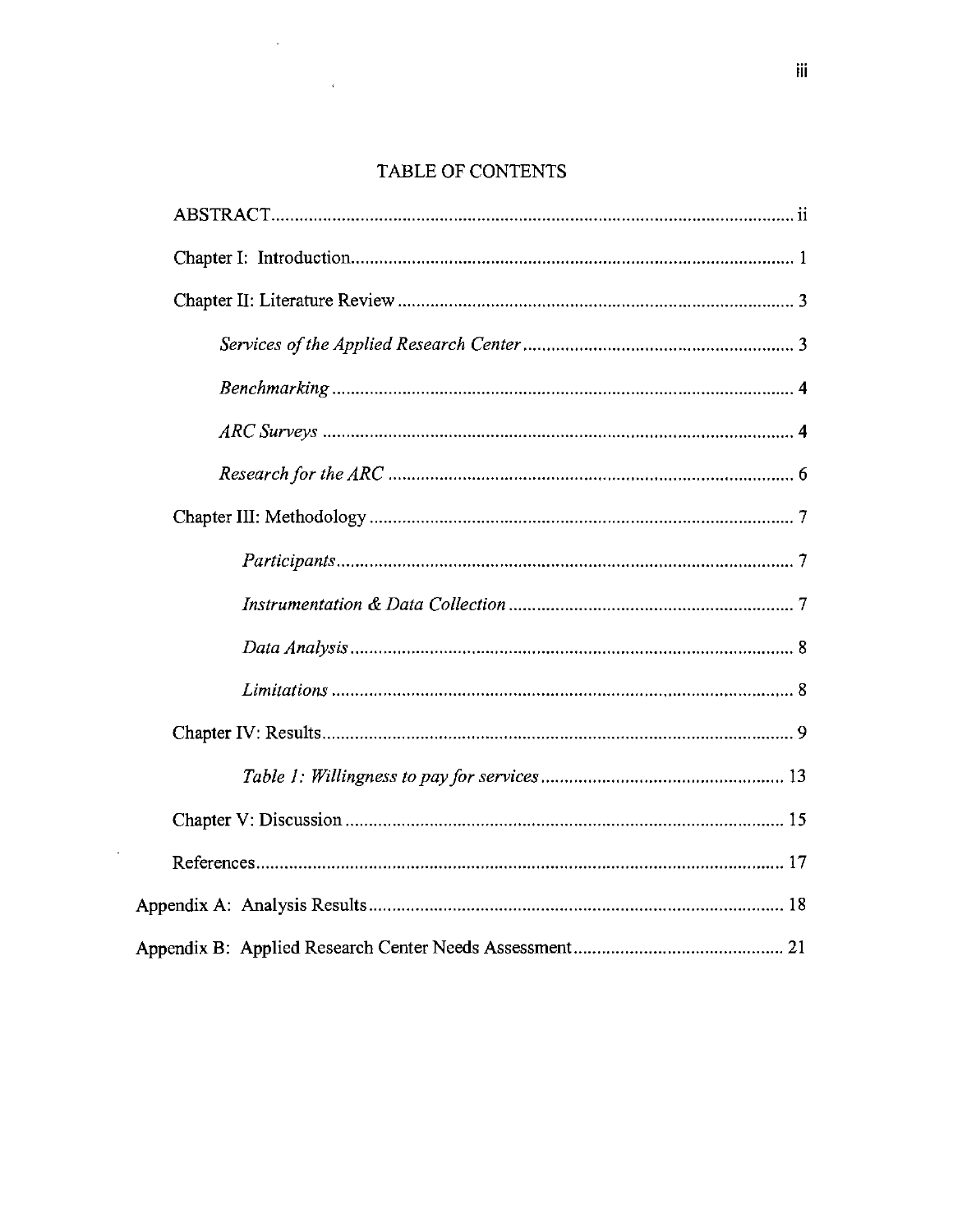# TABLE OF CONTENTS

ABSTRACT ..... ii

Chapter I: Introduction ..... 1

Chapter II: Literature Review ..... 3

- *Services of the Applied Research Center* ..... 3
- *Benchmarking* ..... 4
- *ARC Surveys* ..... 4
- *Research for the ARC* ..... 6

Chapter III: Methodology ..... 7

- *Participants* ..... 7
- *Instrumentation & Data Collection* ..... 7
- *Data Analysis* ..... 8
- *Limitations* ..... 8

Chapter IV: Results ..... 9

- *Table 1: Willingness to pay for services* ..... 13

Chapter V: Discussion ..... 15

References ..... 17

Appendix A: Analysis Results ..... 18

Appendix B: Applied Research Center Needs Assessment ..... 21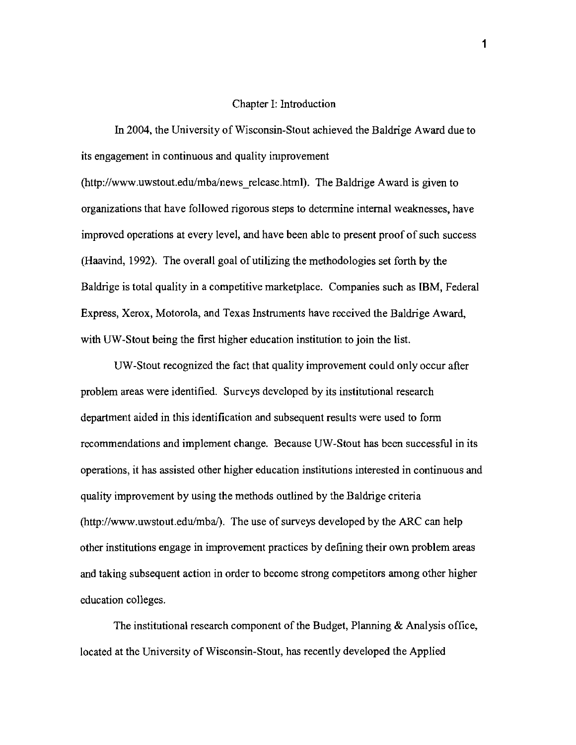# Chapter I: Introduction

In 2004, the University of Wisconsin-Stout achieved the Baldrige Award due to its engagement in continuous and quality improvement (http://www.uwstout.edu/mba/news_release.html). The Baldrige Award is given to organizations that have followed rigorous steps to determine internal weaknesses, have improved operations at every level, and have been able to present proof of such success (Haavind, 1992). The overall goal of utilizing the methodologies set forth by the Baldrige is total quality in a competitive marketplace. Companies such as IBM, Federal Express, Xerox, Motorola, and Texas Instruments have received the Baldrige Award, with UW-Stout being the first higher education institution to join the list.

UW-Stout recognized the fact that quality improvement could only occur after problem areas were identified. Surveys developed by its institutional research department aided in this identification and subsequent results were used to form recommendations and implement change. Because UW-Stout has been successful in its operations, it has assisted other higher education institutions interested in continuous and quality improvement by using the methods outlined by the Baldrige criteria (http://www.uwstout.edu/mba/). The use of surveys developed by the ARC can help other institutions engage in improvement practices by defining their own problem areas and taking subsequent action in order to become strong competitors among other higher education colleges.

The institutional research component of the Budget, Planning & Analysis office, located at the University of Wisconsin-Stout, has recently developed the Applied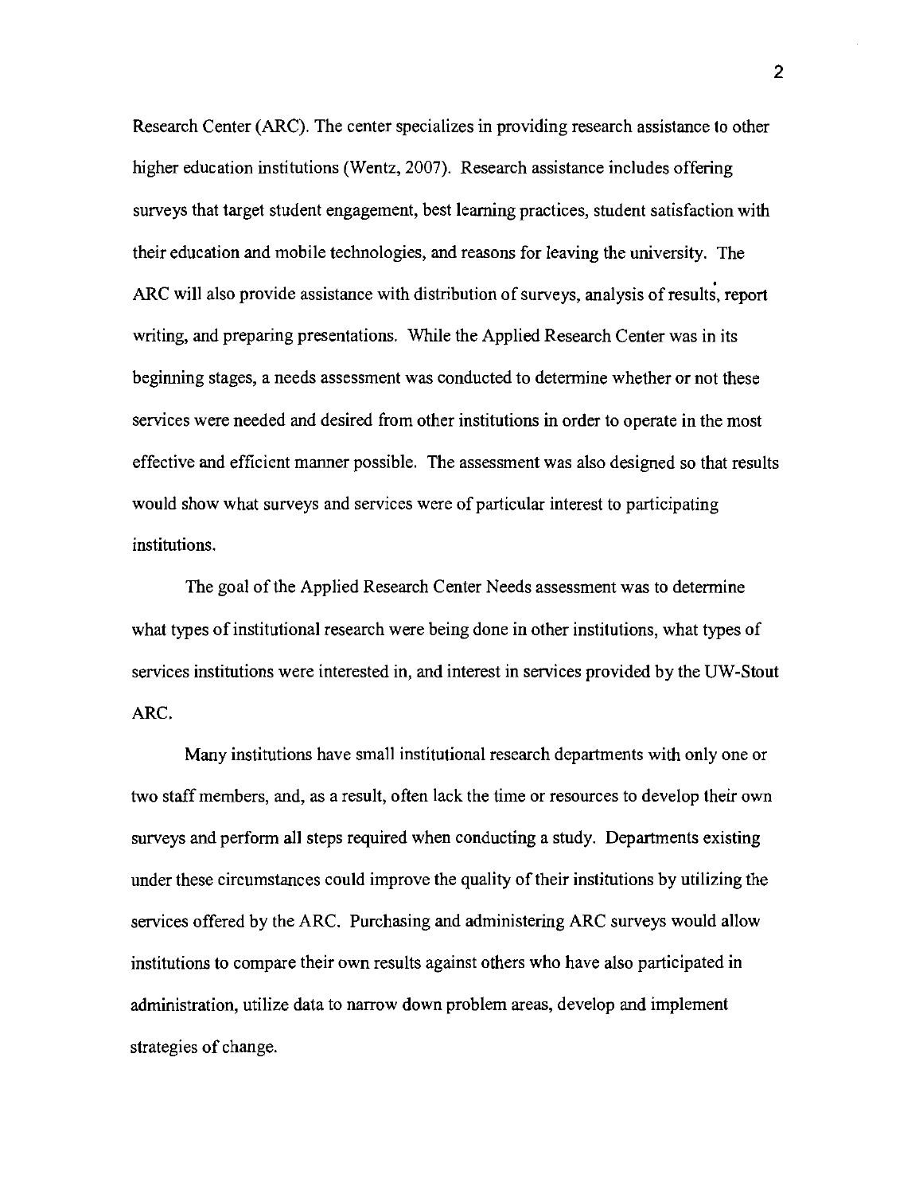Research Center (ARC). The center specializes in providing research assistance to other higher education institutions (Wentz, 2007). Research assistance includes offering surveys that target student engagement, best learning practices, student satisfaction with their education and mobile technologies, and reasons for leaving the university. The ARC will also provide assistance with distribution of surveys, analysis of results, report writing, and preparing presentations. While the Applied Research Center was in its beginning stages, a needs assessment was conducted to determine whether or not these services were needed and desired from other institutions in order to operate in the most effective and efficient manner possible. The assessment was also designed so that results would show what surveys and services were of particular interest to participating institutions.

The goal of the Applied Research Center Needs assessment was to determine what types of institutional research were being done in other institutions, what types of services institutions were interested in, and interest in services provided by the UW-Stout ARC.

Many institutions have small institutional research departments with only one or two staff members, and, as a result, often lack the time or resources to develop their own surveys and perform all steps required when conducting a study. Departments existing under these circumstances could improve the quality of their institutions by utilizing the services offered by the ARC. Purchasing and administering ARC surveys would allow institutions to compare their own results against others who have also participated in administration, utilize data to narrow down problem areas, develop and implement strategies of change.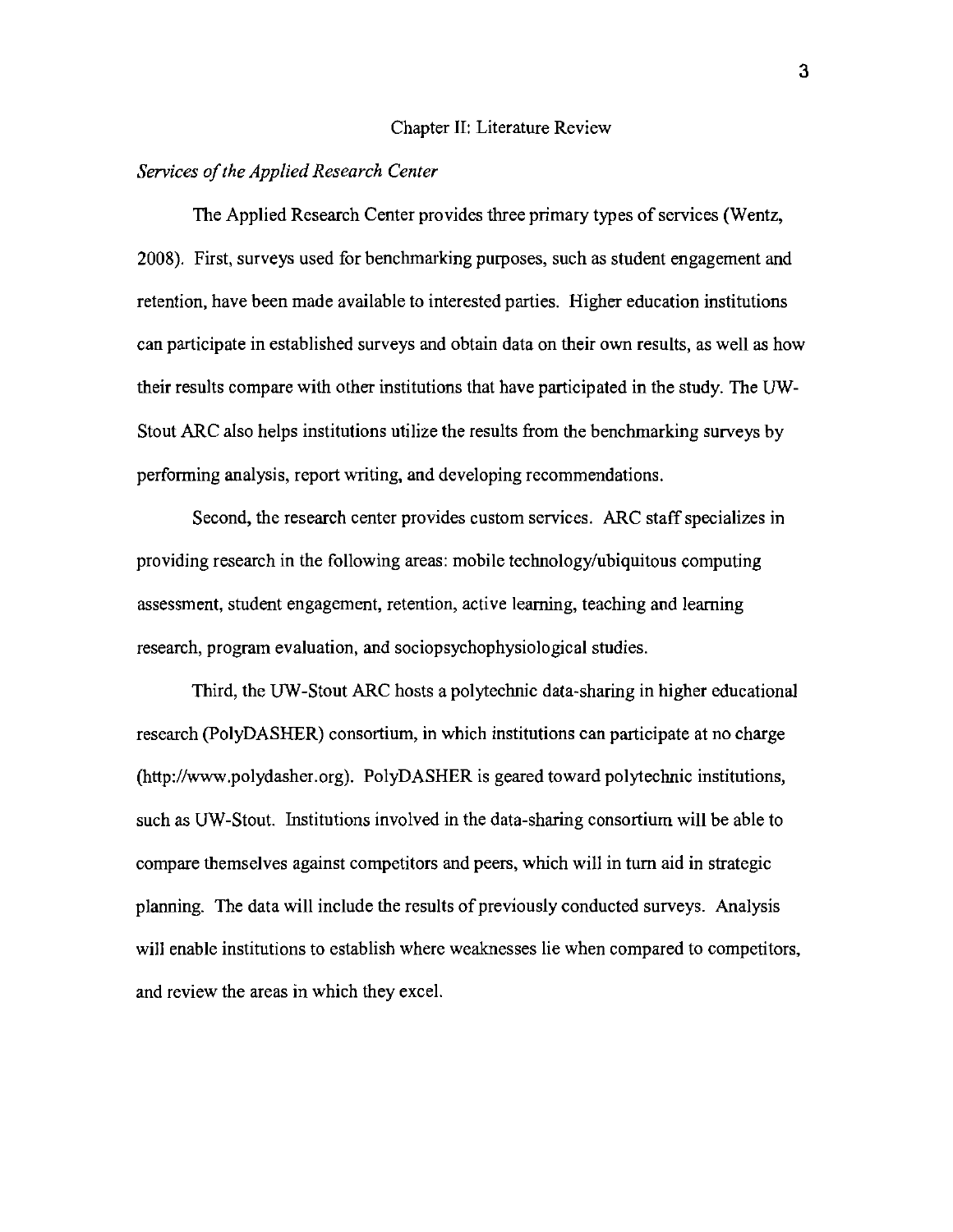# Chapter II: Literature Review

*Services of the Applied Research Center*

The Applied Research Center provides three primary types of services (Wentz, 2008). First, surveys used for benchmarking purposes, such as student engagement and retention, have been made available to interested parties. Higher education institutions can participate in established surveys and obtain data on their own results, as well as how their results compare with other institutions that have participated in the study. The UW-Stout ARC also helps institutions utilize the results from the benchmarking surveys by performing analysis, report writing, and developing recommendations.

Second, the research center provides custom services. ARC staff specializes in providing research in the following areas: mobile technology/ubiquitous computing assessment, student engagement, retention, active learning, teaching and learning research, program evaluation, and sociopsychophysiological studies.

Third, the UW-Stout ARC hosts a polytechnic data-sharing in higher educational research (PolyDASHER) consortium, in which institutions can participate at no charge (http://www.polydasher.org). PolyDASHER is geared toward polytechnic institutions, such as UW-Stout. Institutions involved in the data-sharing consortium will be able to compare themselves against competitors and peers, which will in turn aid in strategic planning. The data will include the results of previously conducted surveys. Analysis will enable institutions to establish where weaknesses lie when compared to competitors, and review the areas in which they excel.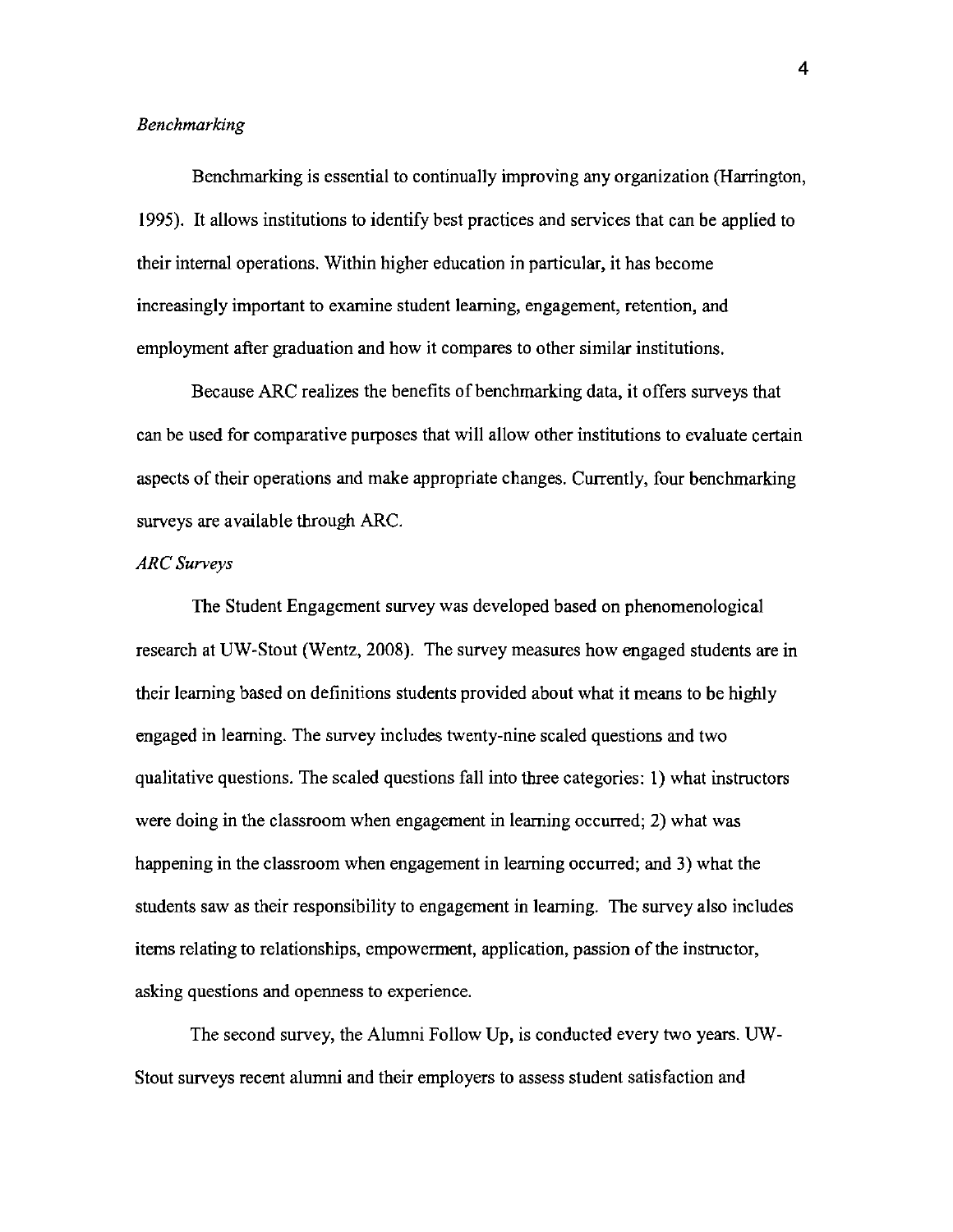*Benchmarking*

Benchmarking is essential to continually improving any organization (Harrington, 1995). It allows institutions to identify best practices and services that can be applied to their internal operations. Within higher education in particular, it has become increasingly important to examine student learning, engagement, retention, and employment after graduation and how it compares to other similar institutions.

Because ARC realizes the benefits of benchmarking data, it offers surveys that can be used for comparative purposes that will allow other institutions to evaluate certain aspects of their operations and make appropriate changes. Currently, four benchmarking surveys are available through ARC.

*ARC Surveys*

The Student Engagement survey was developed based on phenomenological research at UW-Stout (Wentz, 2008). The survey measures how engaged students are in their learning based on definitions students provided about what it means to be highly engaged in learning. The survey includes twenty-nine scaled questions and two qualitative questions. The scaled questions fall into three categories: 1) what instructors were doing in the classroom when engagement in learning occurred; 2) what was happening in the classroom when engagement in learning occurred; and 3) what the students saw as their responsibility to engagement in learning. The survey also includes items relating to relationships, empowerment, application, passion of the instructor, asking questions and openness to experience.

The second survey, the Alumni Follow Up, is conducted every two years. UW-Stout surveys recent alumni and their employers to assess student satisfaction and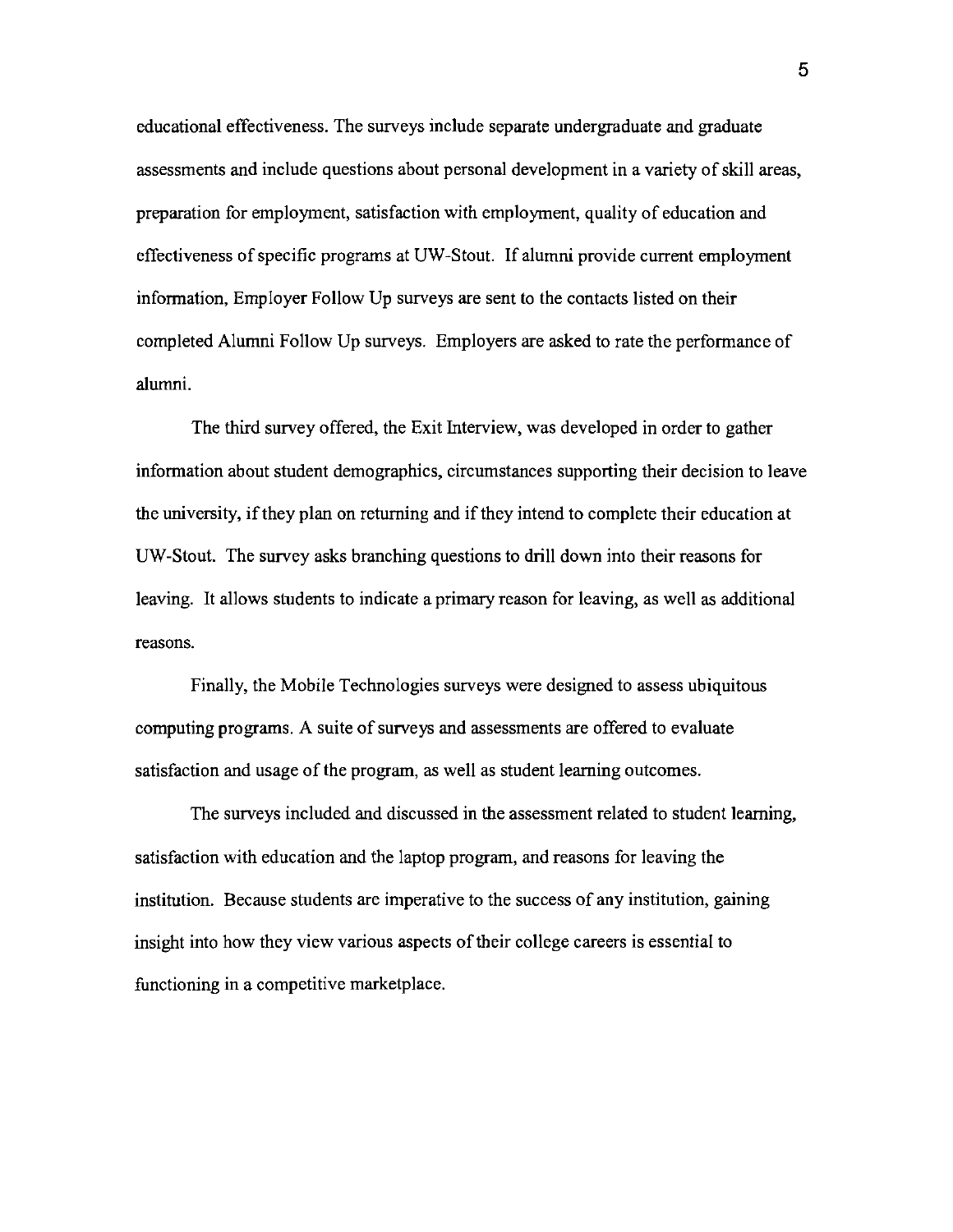educational effectiveness. The surveys include separate undergraduate and graduate assessments and include questions about personal development in a variety of skill areas, preparation for employment, satisfaction with employment, quality of education and effectiveness of specific programs at UW-Stout. If alumni provide current employment information, Employer Follow Up surveys are sent to the contacts listed on their completed Alumni Follow Up surveys. Employers are asked to rate the performance of alumni.

The third survey offered, the Exit Interview, was developed in order to gather information about student demographics, circumstances supporting their decision to leave the university, if they plan on returning and if they intend to complete their education at UW-Stout. The survey asks branching questions to drill down into their reasons for leaving. It allows students to indicate a primary reason for leaving, as well as additional reasons.

Finally, the Mobile Technologies surveys were designed to assess ubiquitous computing programs. A suite of surveys and assessments are offered to evaluate satisfaction and usage of the program, as well as student learning outcomes.

The surveys included and discussed in the assessment related to student learning, satisfaction with education and the laptop program, and reasons for leaving the institution. Because students are imperative to the success of any institution, gaining insight into how they view various aspects of their college careers is essential to functioning in a competitive marketplace.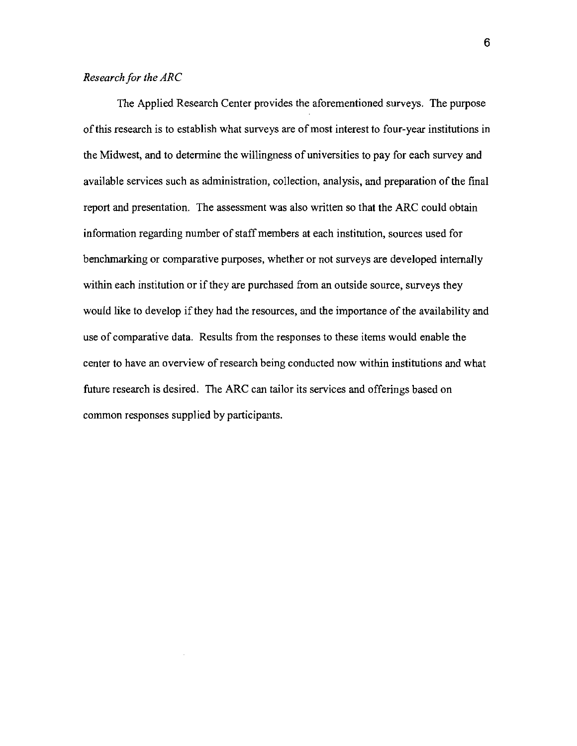*Research for the ARC*

The Applied Research Center provides the aforementioned surveys. The purpose of this research is to establish what surveys are of most interest to four-year institutions in the Midwest, and to determine the willingness of universities to pay for each survey and available services such as administration, collection, analysis, and preparation of the final report and presentation. The assessment was also written so that the ARC could obtain information regarding number of staff members at each institution, sources used for benchmarking or comparative purposes, whether or not surveys are developed internally within each institution or if they are purchased from an outside source, surveys they would like to develop if they had the resources, and the importance of the availability and use of comparative data. Results from the responses to these items would enable the center to have an overview of research being conducted now within institutions and what future research is desired. The ARC can tailor its services and offerings based on common responses supplied by participants.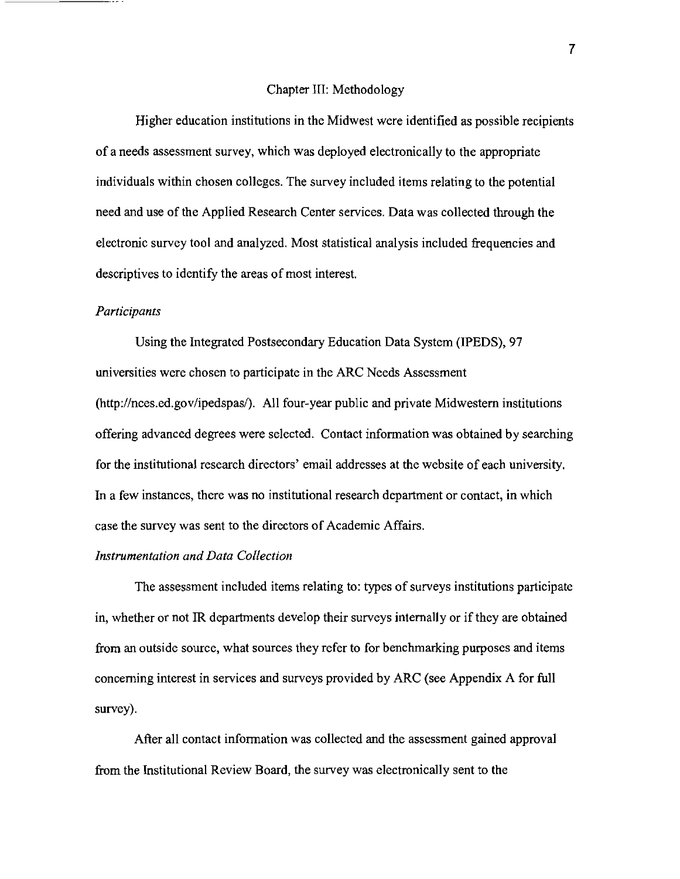# Chapter III: Methodology

Higher education institutions in the Midwest were identified as possible recipients of a needs assessment survey, which was deployed electronically to the appropriate individuals within chosen colleges. The survey included items relating to the potential need and use of the Applied Research Center services. Data was collected through the electronic survey tool and analyzed. Most statistical analysis included frequencies and descriptives to identify the areas of most interest.

## *Participants*

Using the Integrated Postsecondary Education Data System (IPEDS), 97 universities were chosen to participate in the ARC Needs Assessment (http://nces.ed.gov/ipedspas/). All four-year public and private Midwestern institutions offering advanced degrees were selected. Contact information was obtained by searching for the institutional research directors' email addresses at the website of each university. In a few instances, there was no institutional research department or contact, in which case the survey was sent to the directors of Academic Affairs.

## *Instrumentation and Data Collection*

The assessment included items relating to: types of surveys institutions participate in, whether or not IR departments develop their surveys internally or if they are obtained from an outside source, what sources they refer to for benchmarking purposes and items concerning interest in services and surveys provided by ARC (see Appendix A for full survey).

After all contact information was collected and the assessment gained approval from the Institutional Review Board, the survey was electronically sent to the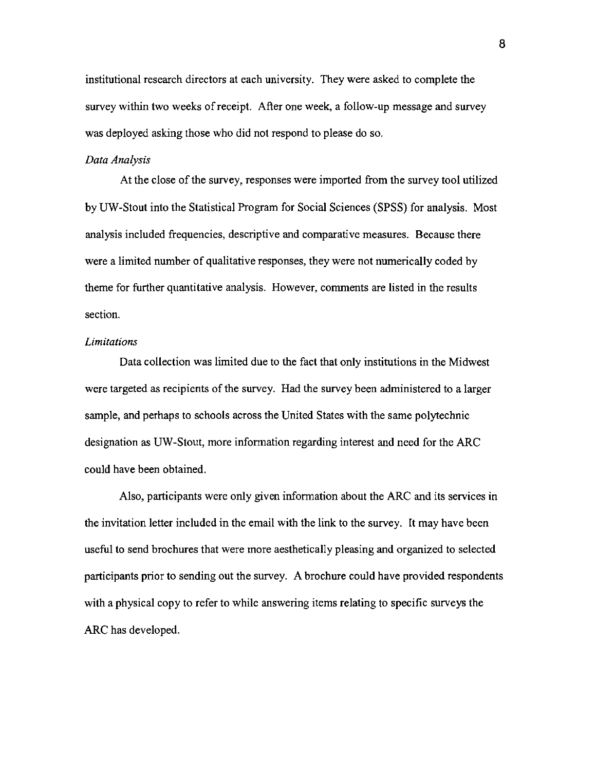institutional research directors at each university. They were asked to complete the survey within two weeks of receipt. After one week, a follow-up message and survey was deployed asking those who did not respond to please do so.

*Data Analysis*

At the close of the survey, responses were imported from the survey tool utilized by UW-Stout into the Statistical Program for Social Sciences (SPSS) for analysis. Most analysis included frequencies, descriptive and comparative measures. Because there were a limited number of qualitative responses, they were not numerically coded by theme for further quantitative analysis. However, comments are listed in the results section.

*Limitations*

Data collection was limited due to the fact that only institutions in the Midwest were targeted as recipients of the survey. Had the survey been administered to a larger sample, and perhaps to schools across the United States with the same polytechnic designation as UW-Stout, more information regarding interest and need for the ARC could have been obtained.

Also, participants were only given information about the ARC and its services in the invitation letter included in the email with the link to the survey. It may have been useful to send brochures that were more aesthetically pleasing and organized to selected participants prior to sending out the survey. A brochure could have provided respondents with a physical copy to refer to while answering items relating to specific surveys the ARC has developed.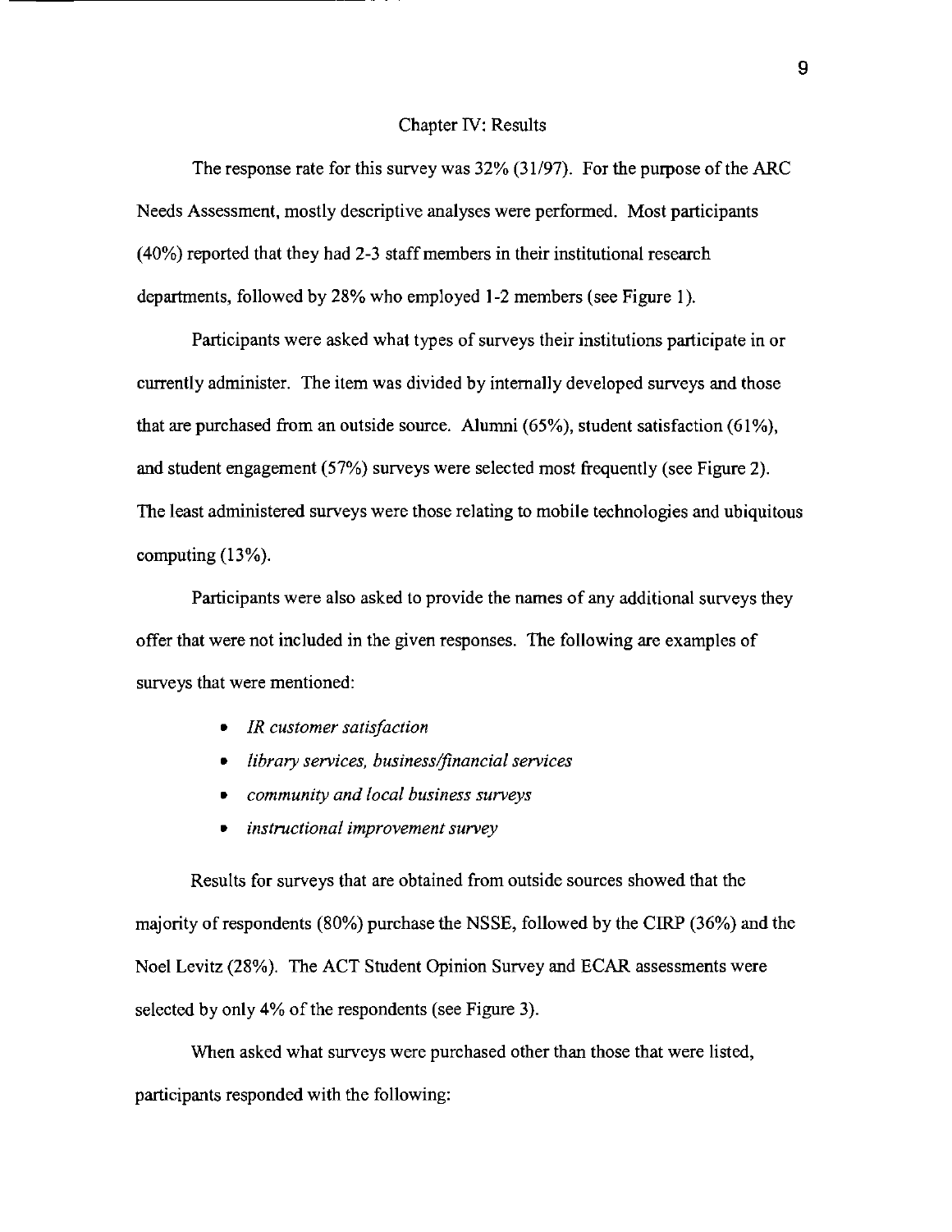# Chapter IV: Results

The response rate for this survey was 32% (31/97). For the purpose of the ARC Needs Assessment, mostly descriptive analyses were performed. Most participants (40%) reported that they had 2-3 staff members in their institutional research departments, followed by 28% who employed 1-2 members (see Figure 1).

Participants were asked what types of surveys their institutions participate in or currently administer. The item was divided by internally developed surveys and those that are purchased from an outside source. Alumni (65%), student satisfaction (61%), and student engagement (57%) surveys were selected most frequently (see Figure 2). The least administered surveys were those relating to mobile technologies and ubiquitous computing (13%).

Participants were also asked to provide the names of any additional surveys they offer that were not included in the given responses. The following are examples of surveys that were mentioned:

- *IR customer satisfaction*
- *library services, business/financial services*
- *community and local business surveys*
- *instructional improvement survey*

Results for surveys that are obtained from outside sources showed that the majority of respondents (80%) purchase the NSSE, followed by the CIRP (36%) and the Noel Levitz (28%). The ACT Student Opinion Survey and ECAR assessments were selected by only 4% of the respondents (see Figure 3).

When asked what surveys were purchased other than those that were listed, participants responded with the following: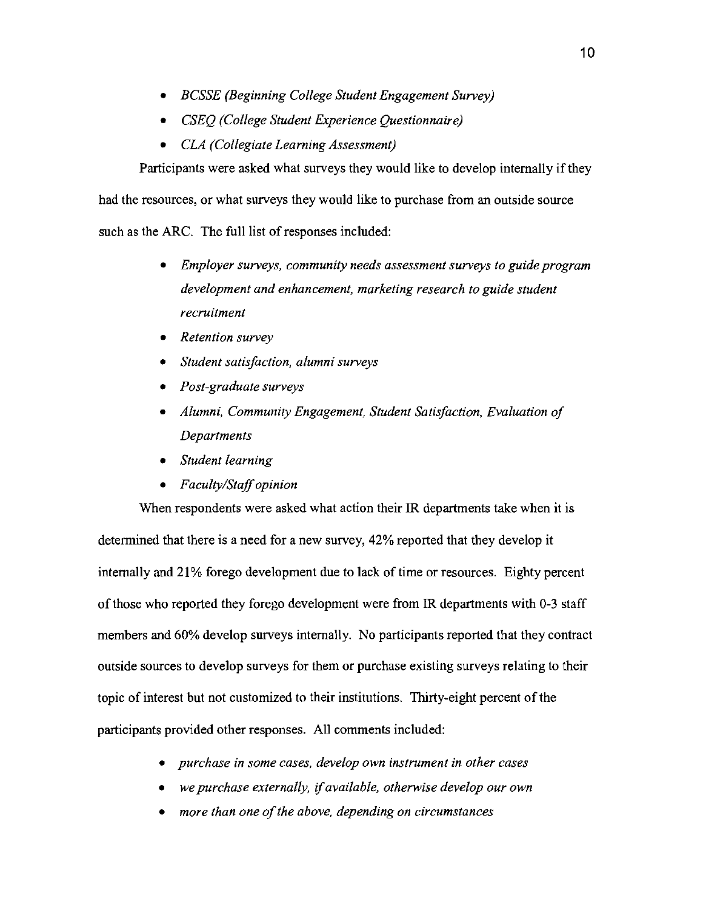- *BCSSE (Beginning College Student Engagement Survey)*
- *CSEQ (College Student Experience Questionnaire)*
- *CLA (Collegiate Learning Assessment)*

Participants were asked what surveys they would like to develop internally if they had the resources, or what surveys they would like to purchase from an outside source such as the ARC. The full list of responses included:

- *Employer surveys, community needs assessment surveys to guide program development and enhancement, marketing research to guide student recruitment*
- *Retention survey*
- *Student satisfaction, alumni surveys*
- *Post-graduate surveys*
- *Alumni, Community Engagement, Student Satisfaction, Evaluation of Departments*
- *Student learning*
- *Faculty/Staff opinion*

When respondents were asked what action their IR departments take when it is determined that there is a need for a new survey, 42% reported that they develop it internally and 21% forego development due to lack of time or resources. Eighty percent of those who reported they forego development were from IR departments with 0-3 staff members and 60% develop surveys internally. No participants reported that they contract outside sources to develop surveys for them or purchase existing surveys relating to their topic of interest but not customized to their institutions. Thirty-eight percent of the participants provided other responses. All comments included:

- *purchase in some cases, develop own instrument in other cases*
- *we purchase externally, if available, otherwise develop our own*
- *more than one of the above, depending on circumstances*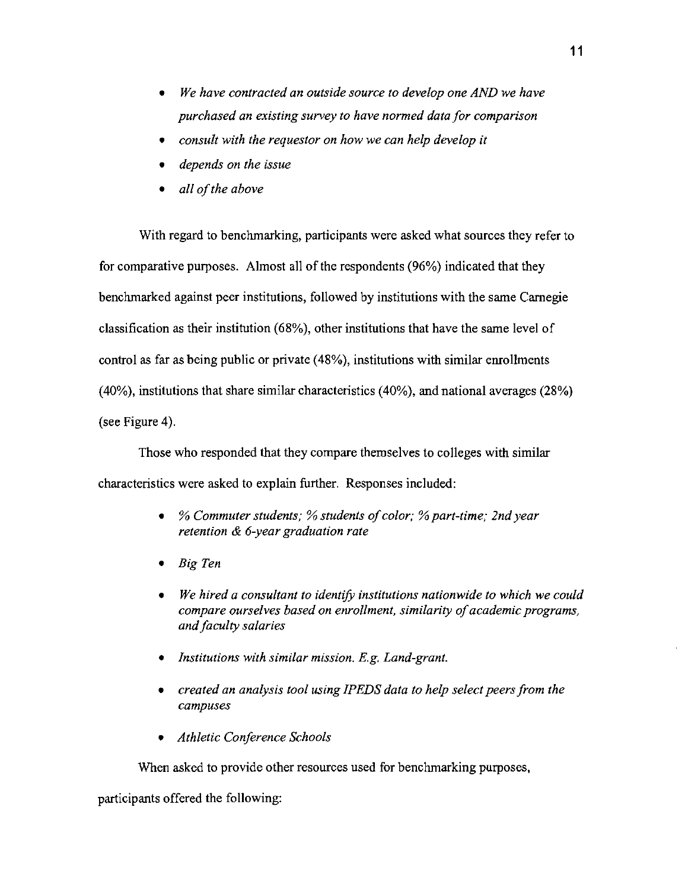- *We have contracted an outside source to develop one AND we have purchased an existing survey to have normed data for comparison*
- *consult with the requestor on how we can help develop it*
- *depends on the issue*
- *all of the above*

With regard to benchmarking, participants were asked what sources they refer to for comparative purposes. Almost all of the respondents (96%) indicated that they benchmarked against peer institutions, followed by institutions with the same Carnegie classification as their institution (68%), other institutions that have the same level of control as far as being public or private (48%), institutions with similar enrollments (40%), institutions that share similar characteristics (40%), and national averages (28%) (see Figure 4).

Those who responded that they compare themselves to colleges with similar characteristics were asked to explain further. Responses included:

- *% Commuter students; % students of color; % part-time; 2nd year retention & 6-year graduation rate*
- *Big Ten*
- *We hired a consultant to identify institutions nationwide to which we could compare ourselves based on enrollment, similarity of academic programs, and faculty salaries*
- *Institutions with similar mission. E.g. Land-grant.*
- *created an analysis tool using IPEDS data to help select peers from the campuses*
- *Athletic Conference Schools*

When asked to provide other resources used for benchmarking purposes, participants offered the following: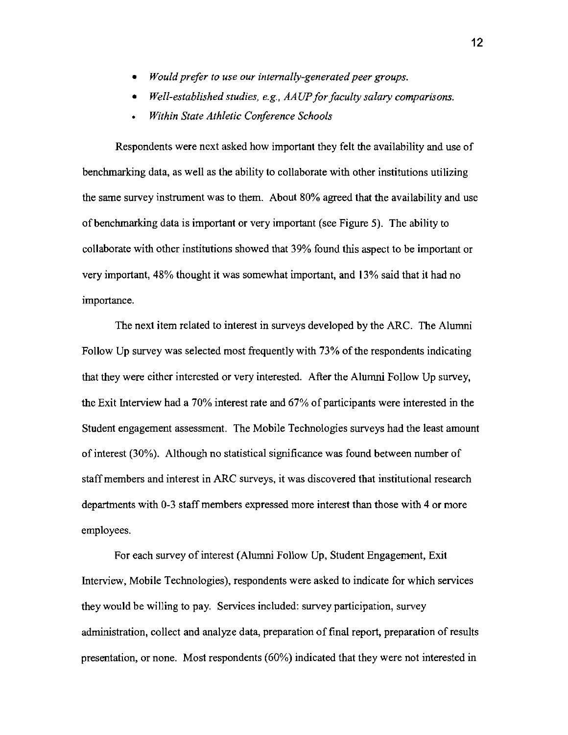- *Would prefer to use our internally-generated peer groups.*
- *Well-established studies, e.g., AAUP for faculty salary comparisons.*
- *Within State Athletic Conference Schools*

Respondents were next asked how important they felt the availability and use of benchmarking data, as well as the ability to collaborate with other institutions utilizing the same survey instrument was to them. About 80% agreed that the availability and use of benchmarking data is important or very important (see Figure 5). The ability to collaborate with other institutions showed that 39% found this aspect to be important or very important, 48% thought it was somewhat important, and 13% said that it had no importance.

The next item related to interest in surveys developed by the ARC. The Alumni Follow Up survey was selected most frequently with 73% of the respondents indicating that they were either interested or very interested. After the Alumni Follow Up survey, the Exit Interview had a 70% interest rate and 67% of participants were interested in the Student engagement assessment. The Mobile Technologies surveys had the least amount of interest (30%). Although no statistical significance was found between number of staff members and interest in ARC surveys, it was discovered that institutional research departments with 0-3 staff members expressed more interest than those with 4 or more employees.

For each survey of interest (Alumni Follow Up, Student Engagement, Exit Interview, Mobile Technologies), respondents were asked to indicate for which services they would be willing to pay. Services included: survey participation, survey administration, collect and analyze data, preparation of final report, preparation of results presentation, or none. Most respondents (60%) indicated that they were not interested in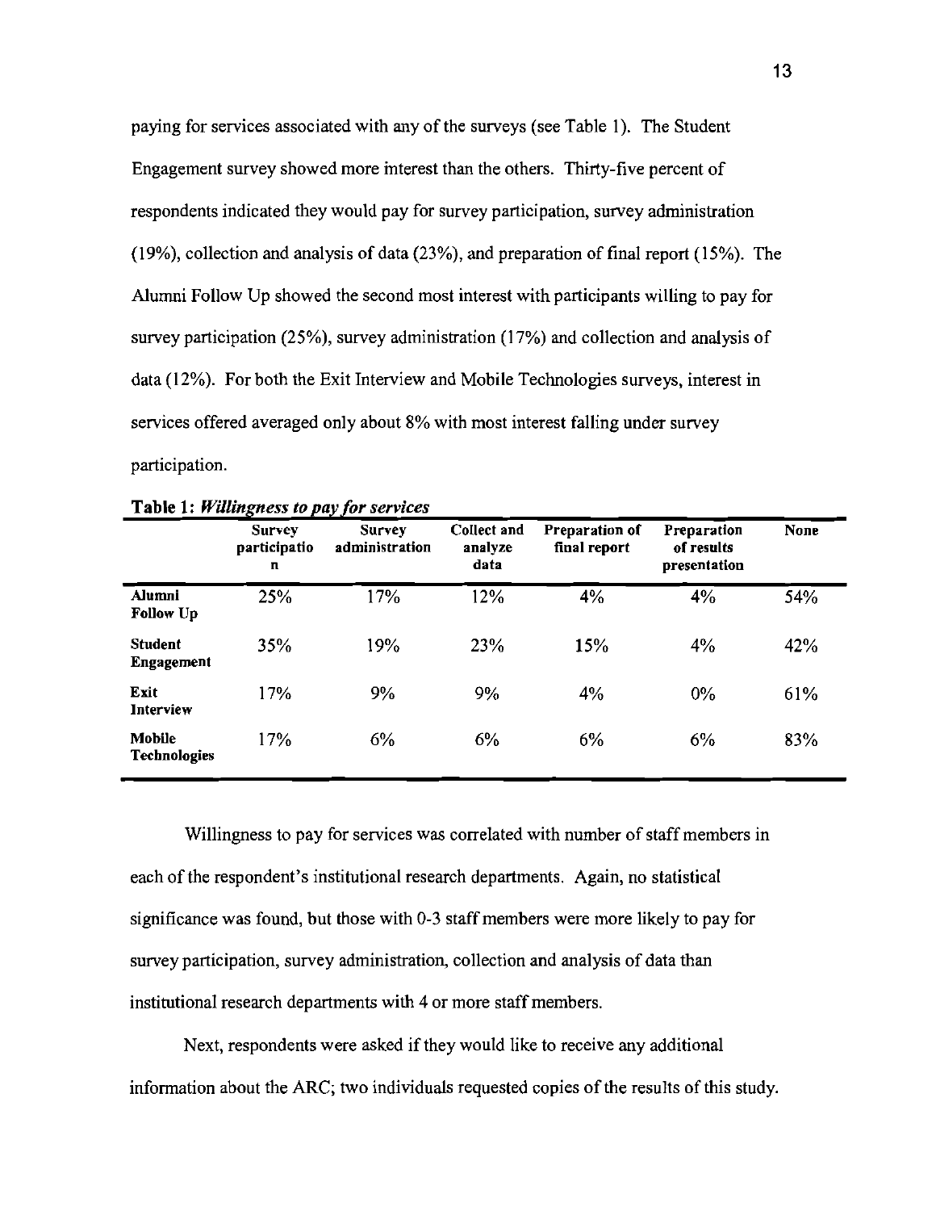paying for services associated with any of the surveys (see Table 1). The Student Engagement survey showed more interest than the others. Thirty-five percent of respondents indicated they would pay for survey participation, survey administration (19%), collection and analysis of data (23%), and preparation of final report (15%). The Alumni Follow Up showed the second most interest with participants willing to pay for survey participation (25%), survey administration (17%) and collection and analysis of data (12%). For both the Exit Interview and Mobile Technologies surveys, interest in services offered averaged only about 8% with most interest falling under survey participation.

**Table 1:** ***Willingness to pay for services***

| | Survey participation | Survey administration | Collect and analyze data | Preparation of final report | Preparation of results presentation | None |
|---|---|---|---|---|---|---|
| **Alumni Follow Up** | 25% | 17% | 12% | 4% | 4% | 54% |
| **Student Engagement** | 35% | 19% | 23% | 15% | 4% | 42% |
| **Exit Interview** | 17% | 9% | 9% | 4% | 0% | 61% |
| **Mobile Technologies** | 17% | 6% | 6% | 6% | 6% | 83% |

Willingness to pay for services was correlated with number of staff members in each of the respondent's institutional research departments. Again, no statistical significance was found, but those with 0-3 staff members were more likely to pay for survey participation, survey administration, collection and analysis of data than institutional research departments with 4 or more staff members.

Next, respondents were asked if they would like to receive any additional information about the ARC; two individuals requested copies of the results of this study.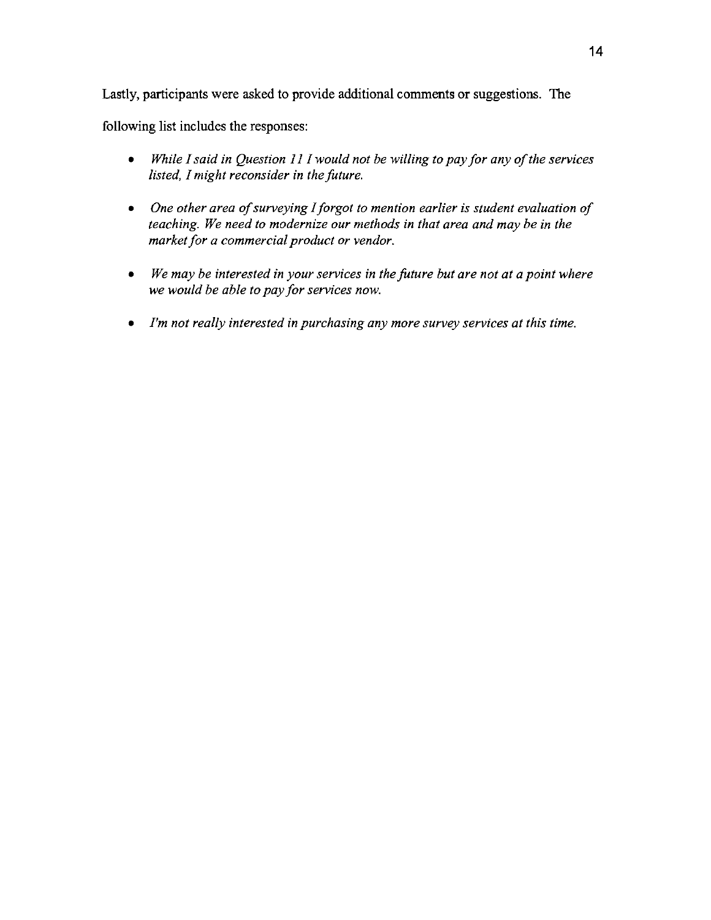Lastly, participants were asked to provide additional comments or suggestions. The following list includes the responses:

- *While I said in Question 11 I would not be willing to pay for any of the services listed, I might reconsider in the future.*
- *One other area of surveying I forgot to mention earlier is student evaluation of teaching. We need to modernize our methods in that area and may be in the market for a commercial product or vendor.*
- *We may be interested in your services in the future but are not at a point where we would be able to pay for services now.*
- *I'm not really interested in purchasing any more survey services at this time.*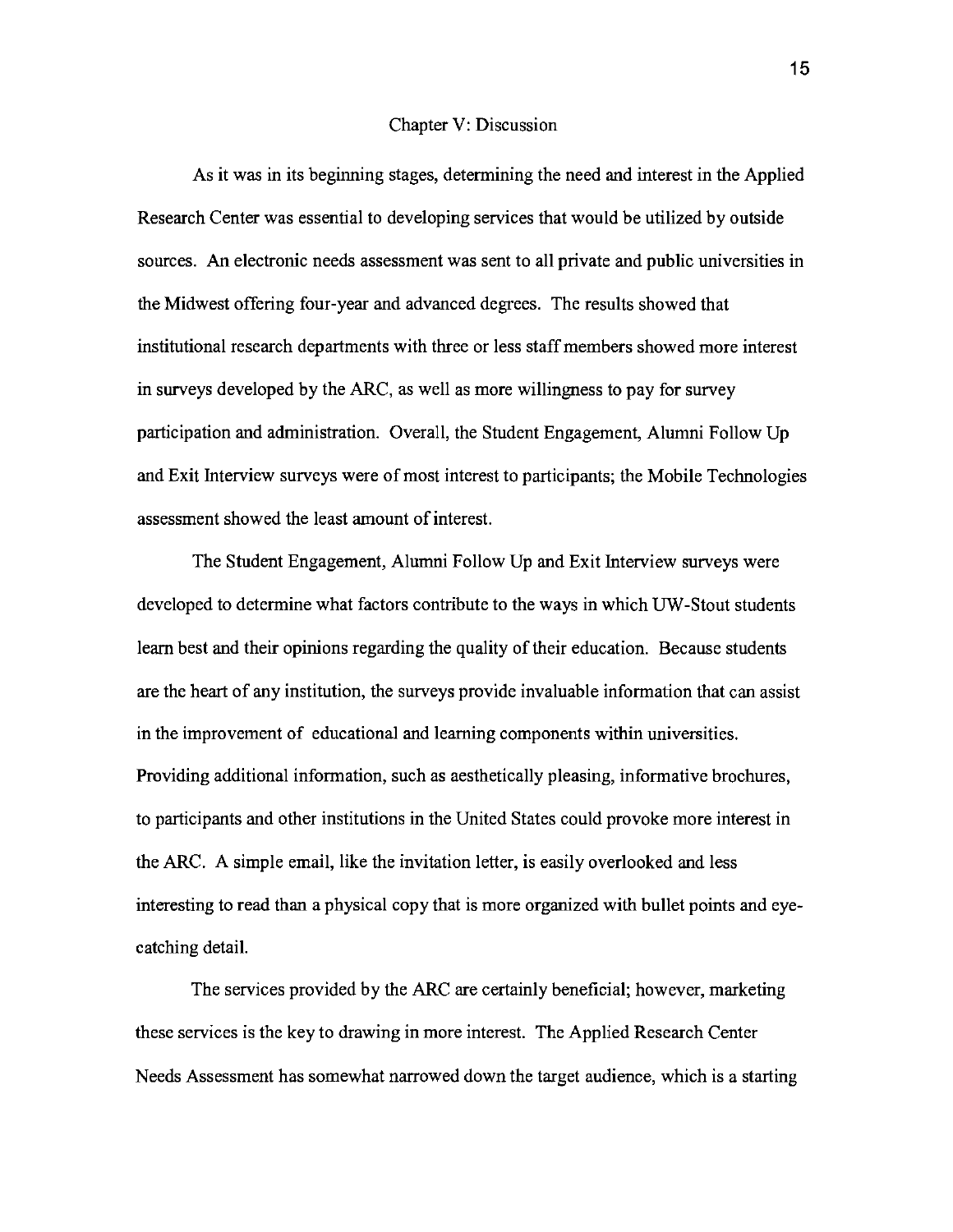# Chapter V: Discussion

As it was in its beginning stages, determining the need and interest in the Applied Research Center was essential to developing services that would be utilized by outside sources. An electronic needs assessment was sent to all private and public universities in the Midwest offering four-year and advanced degrees. The results showed that institutional research departments with three or less staff members showed more interest in surveys developed by the ARC, as well as more willingness to pay for survey participation and administration. Overall, the Student Engagement, Alumni Follow Up and Exit Interview surveys were of most interest to participants; the Mobile Technologies assessment showed the least amount of interest.

The Student Engagement, Alumni Follow Up and Exit Interview surveys were developed to determine what factors contribute to the ways in which UW-Stout students learn best and their opinions regarding the quality of their education. Because students are the heart of any institution, the surveys provide invaluable information that can assist in the improvement of educational and learning components within universities. Providing additional information, such as aesthetically pleasing, informative brochures, to participants and other institutions in the United States could provoke more interest in the ARC. A simple email, like the invitation letter, is easily overlooked and less interesting to read than a physical copy that is more organized with bullet points and eye-catching detail.

The services provided by the ARC are certainly beneficial; however, marketing these services is the key to drawing in more interest. The Applied Research Center Needs Assessment has somewhat narrowed down the target audience, which is a starting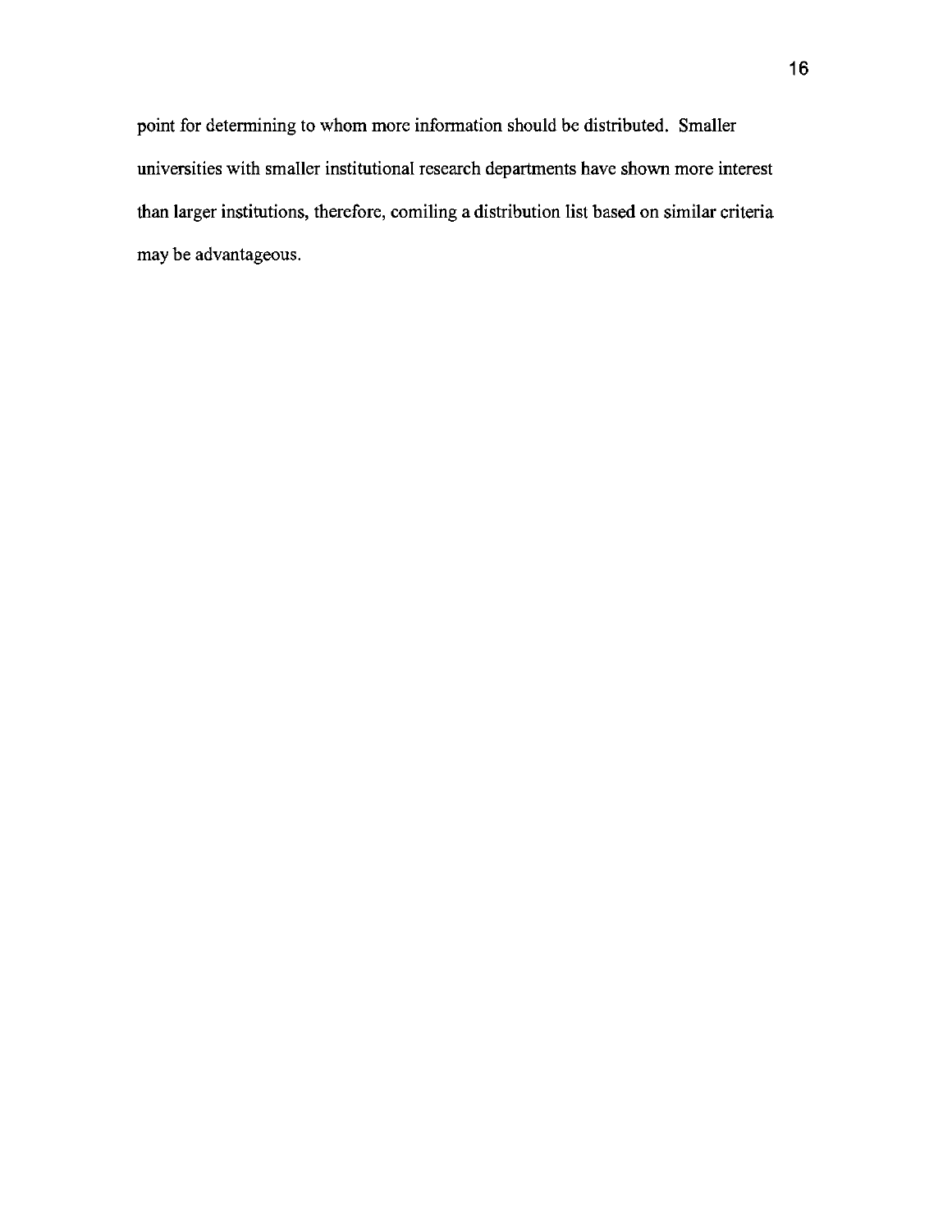point for determining to whom more information should be distributed. Smaller universities with smaller institutional research departments have shown more interest than larger institutions, therefore, comiling a distribution list based on similar criteria may be advantageous.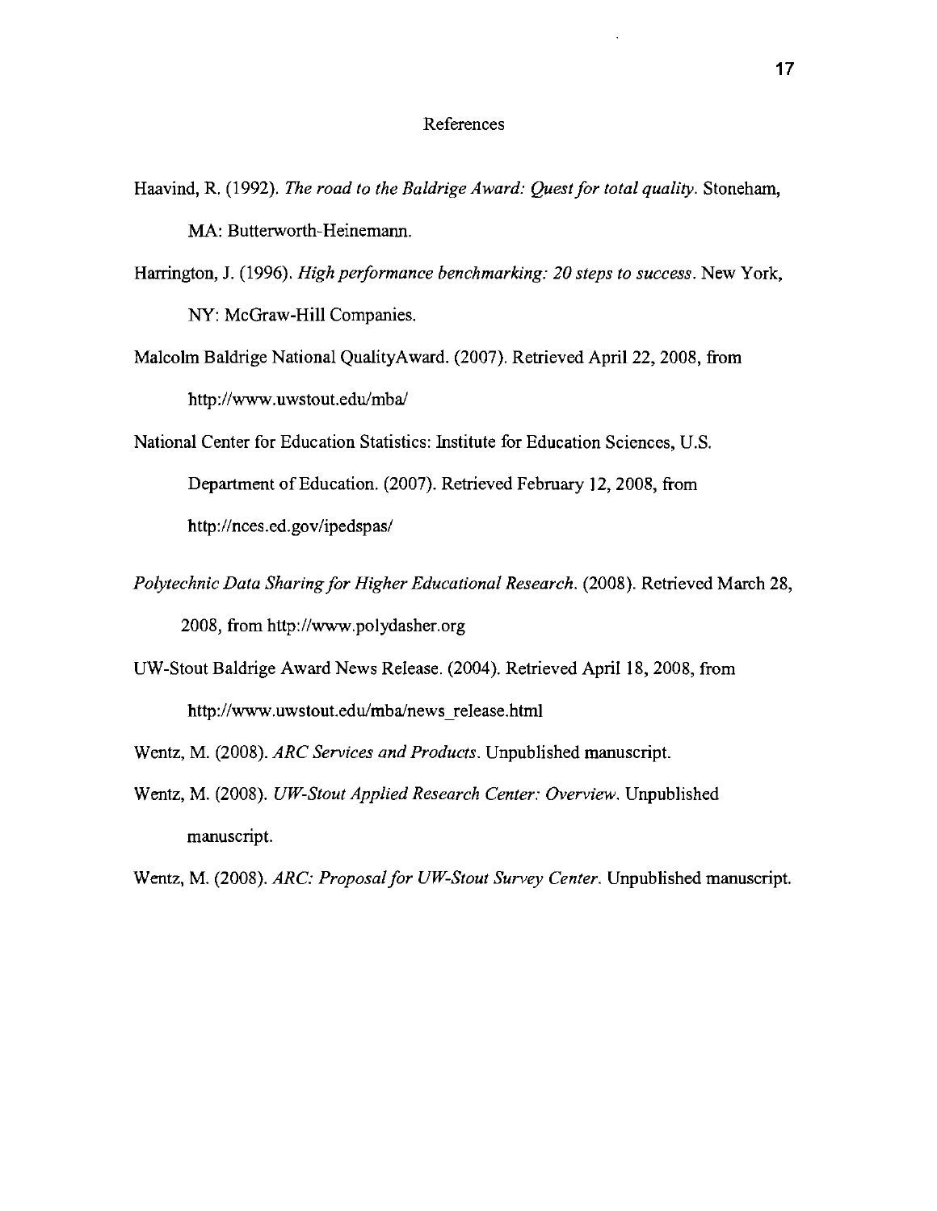# References

Haavind, R. (1992). *The road to the Baldrige Award: Quest for total quality*. Stoneham, MA: Butterworth-Heinemann.

Harrington, J. (1996). *High performance benchmarking: 20 steps to success*. New York, NY: McGraw-Hill Companies.

Malcolm Baldrige National QualityAward. (2007). Retrieved April 22, 2008, from http://www.uwstout.edu/mba/

National Center for Education Statistics: Institute for Education Sciences, U.S. Department of Education. (2007). Retrieved February 12, 2008, from http://nces.ed.gov/ipedspas/

*Polytechnic Data Sharing for Higher Educational Research*. (2008). Retrieved March 28, 2008, from http://www.polydasher.org

UW-Stout Baldrige Award News Release. (2004). Retrieved April 18, 2008, from http://www.uwstout.edu/mba/news_release.html

Wentz, M. (2008). *ARC Services and Products*. Unpublished manuscript.

Wentz, M. (2008). *UW-Stout Applied Research Center: Overview*. Unpublished manuscript.

Wentz, M. (2008). *ARC: Proposal for UW-Stout Survey Center*. Unpublished manuscript.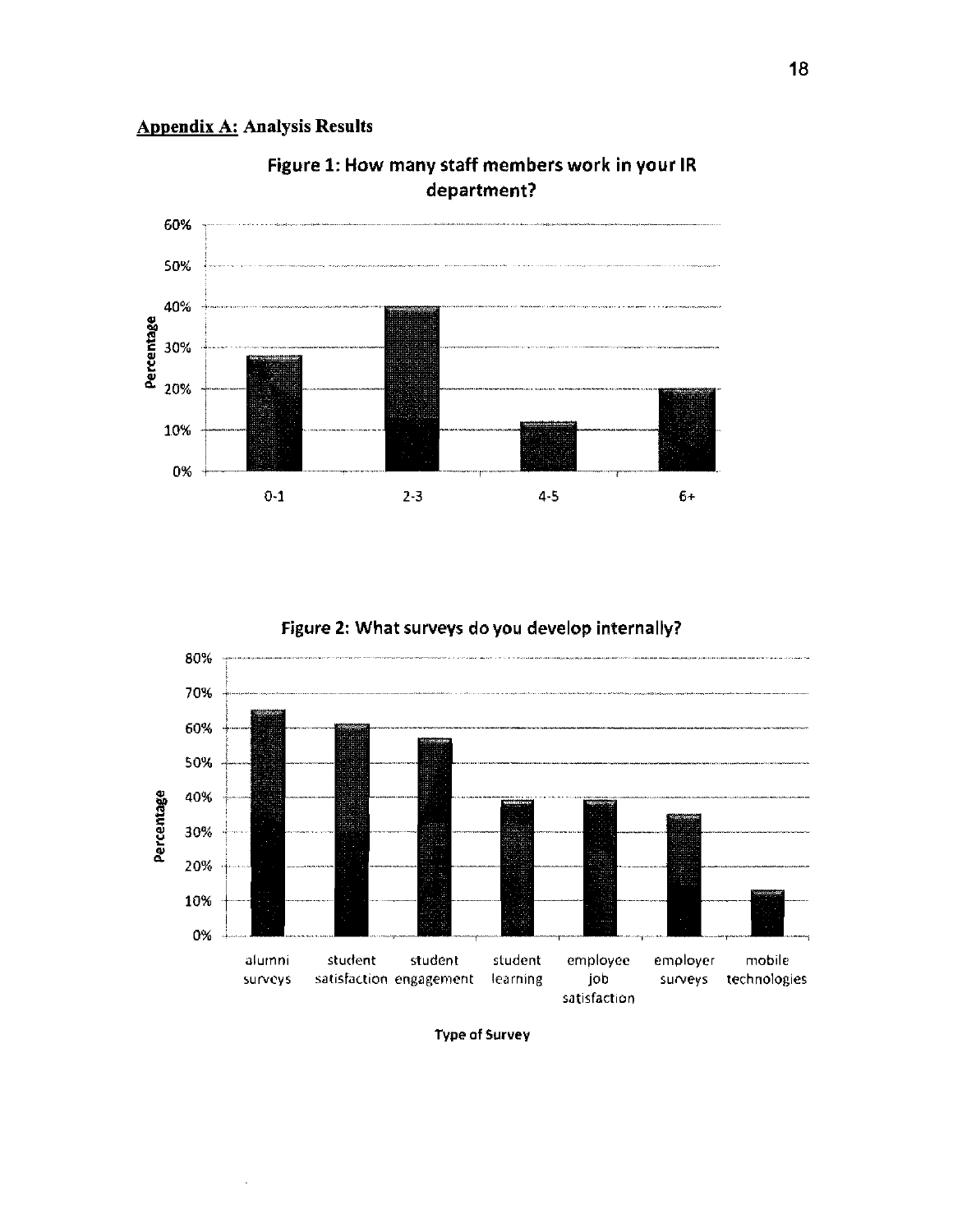**Appendix A: Analysis Results**

**Figure 1: How many staff members work in your IR department?**

**Figure 2: What surveys do you develop internally?**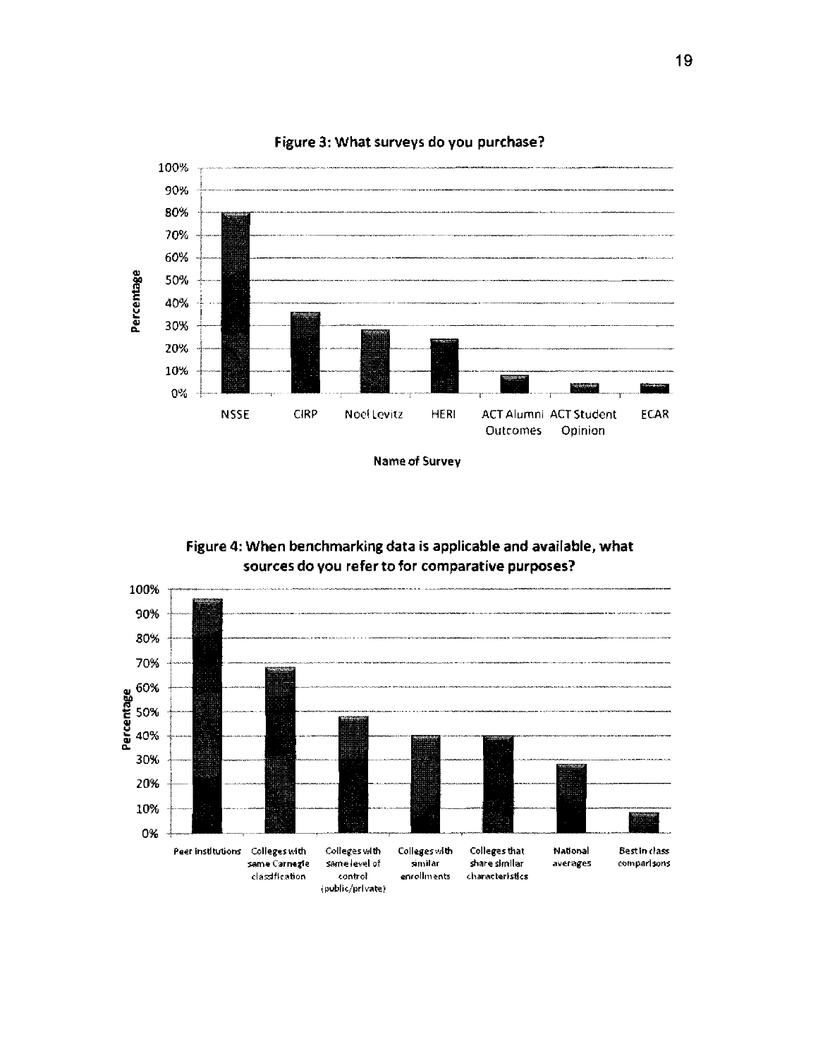Figure 3: What surveys do you purchase?

Percentage

100%
90%
80%
70%
60%
50%
40%
30%
20%
10%
0%

NSSE CIRP Noel Levitz HERI ACT Alumni Outcomes ACT Student Opinion ECAR

Name of Survey

Figure 4: When benchmarking data is applicable and available, what sources do you refer to for comparative purposes?

Percentage

100%
90%
80%
70%
60%
50%
40%
30%
20%
10%
0%

Peer institutions | Colleges with same Carnegie classification | Colleges with same level of control (public/private) | Colleges with similar enrollments | Colleges that share similar characteristics | National averages | Best in class comparisons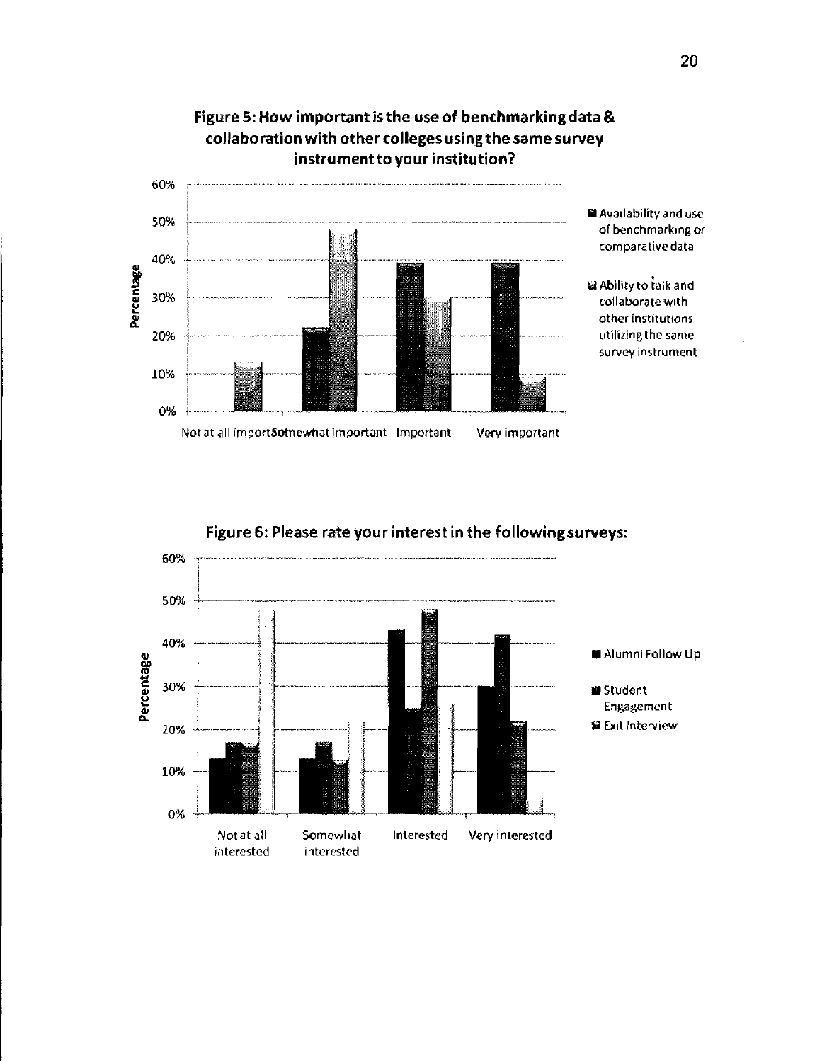**Figure 5: How important is the use of benchmarking data & collaboration with other colleges using the same survey instrument to your institution?**

| Response | Availability and use of benchmarking or comparative data | Ability to talk and collaborate with other institutions utilizing the same survey instrument |
|---|---|---|
| Not at all important | 0% | 13% |
| Somewhat important | 22% | 48% |
| Important | 39% | 30% |
| Very important | 39% | 9% |

**Figure 6: Please rate your interest in the following surveys:**

| Response | Alumni Follow Up | Student Engagement | Exit Interview | (unlabeled series) |
|---|---|---|---|---|
| Not at all interested | 13% | 17% | 17% | 48% |
| Somewhat interested | 13% | 17% | 13% | 22% |
| Interested | 43% | 25% | 48% | 26% |
| Very interested | 30% | 42% | 22% | 4% |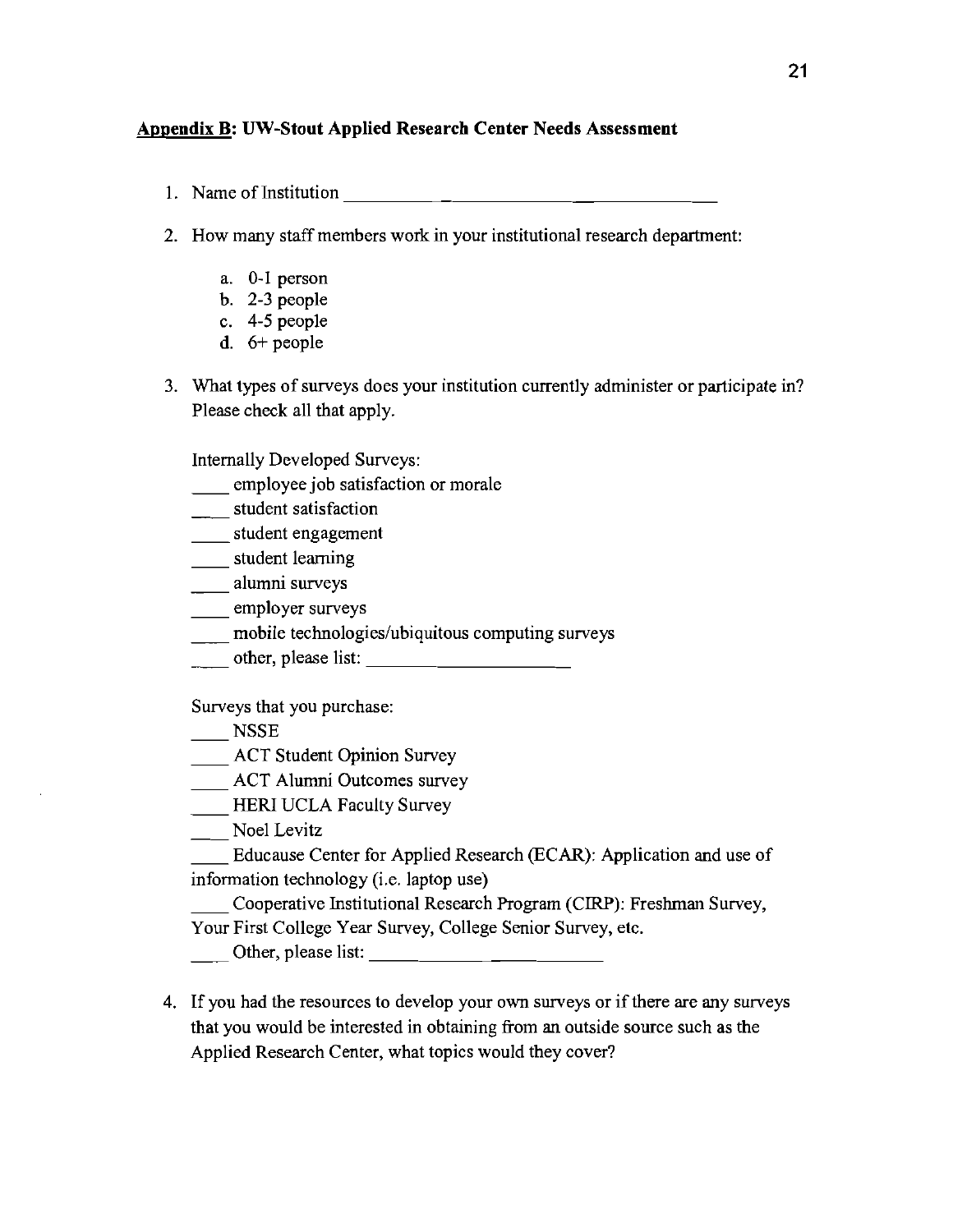**<u>Appendix B</u>: UW-Stout Applied Research Center Needs Assessment**

1. Name of Institution ______________________________________

2. How many staff members work in your institutional research department:

    a. 0-1 person
    b. 2-3 people
    c. 4-5 people
    d. 6+ people

3. What types of surveys does your institution currently administer or participate in? Please check all that apply.

    Internally Developed Surveys:

    ____ employee job satisfaction or morale
    ____ student satisfaction
    ____ student engagement
    ____ student learning
    ____ alumni surveys
    ____ employer surveys
    ____ mobile technologies/ubiquitous computing surveys
    ____ other, please list: ____________________

    Surveys that you purchase:

    ____ NSSE
    ____ ACT Student Opinion Survey
    ____ ACT Alumni Outcomes survey
    ____ HERI UCLA Faculty Survey
    ____ Noel Levitz
    ____ Educause Center for Applied Research (ECAR): Application and use of information technology (i.e. laptop use)
    ____ Cooperative Institutional Research Program (CIRP): Freshman Survey, Your First College Year Survey, College Senior Survey, etc.
    ____ Other, please list: ____________________

4. If you had the resources to develop your own surveys or if there are any surveys that you would be interested in obtaining from an outside source such as the Applied Research Center, what topics would they cover?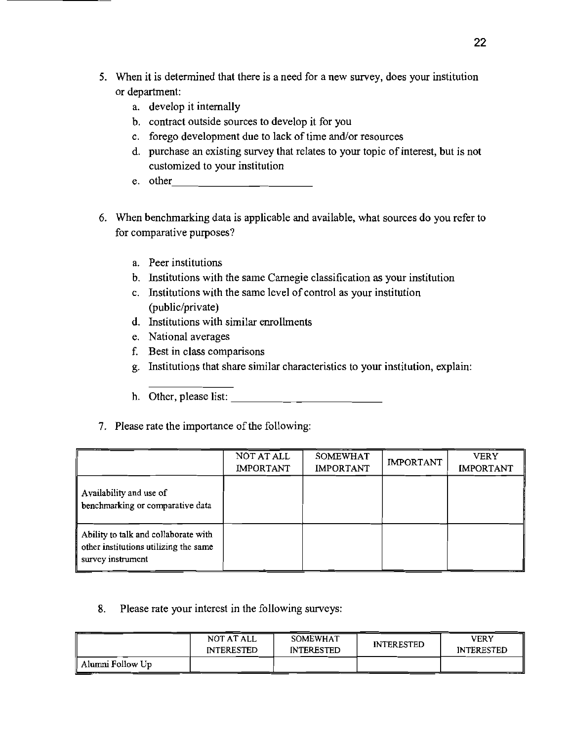5. When it is determined that there is a need for a new survey, does your institution or department:
    a. develop it internally
    b. contract outside sources to develop it for you
    c. forego development due to lack of time and/or resources
    d. purchase an existing survey that relates to your topic of interest, but is not customized to your institution
    e. other________________________

6. When benchmarking data is applicable and available, what sources do you refer to for comparative purposes?

    a. Peer institutions
    b. Institutions with the same Carnegie classification as your institution
    c. Institutions with the same level of control as your institution (public/private)
    d. Institutions with similar enrollments
    e. National averages
    f. Best in class comparisons
    g. Institutions that share similar characteristics to your institution, explain: ______________
    h. Other, please list: ___________________________

7. Please rate the importance of the following:

| | NOT AT ALL IMPORTANT | SOMEWHAT IMPORTANT | IMPORTANT | VERY IMPORTANT |
|---|---|---|---|---|
| Availability and use of benchmarking or comparative data | | | | |
| Ability to talk and collaborate with other institutions utilizing the same survey instrument | | | | |

8. Please rate your interest in the following surveys:

| | NOT AT ALL INTERESTED | SOMEWHAT INTERESTED | INTERESTED | VERY INTERESTED |
|---|---|---|---|---|
| Alumni Follow Up | | | | |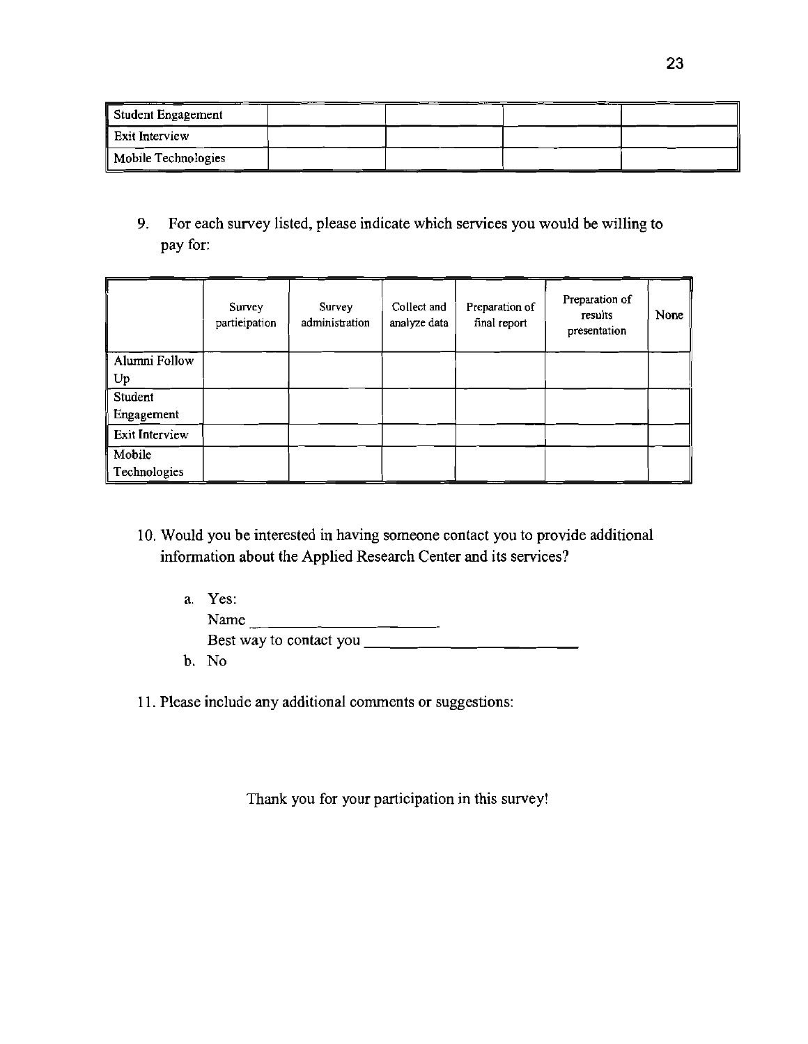| | | | | |
|---|---|---|---|---|
| Student Engagement | | | | |
| Exit Interview | | | | |
| Mobile Technologies | | | | |

9. For each survey listed, please indicate which services you would be willing to pay for:

| | Survey participation | Survey administration | Collect and analyze data | Preparation of final report | Preparation of results presentation | None |
|---|---|---|---|---|---|---|
| Alumni Follow Up | | | | | | |
| Student Engagement | | | | | | |
| Exit Interview | | | | | | |
| Mobile Technologies | | | | | | |

10. Would you be interested in having someone contact you to provide additional information about the Applied Research Center and its services?

    a. Yes:
       Name ______________________
       Best way to contact you ________________________
    b. No

11. Please include any additional comments or suggestions:

Thank you for your participation in this survey!